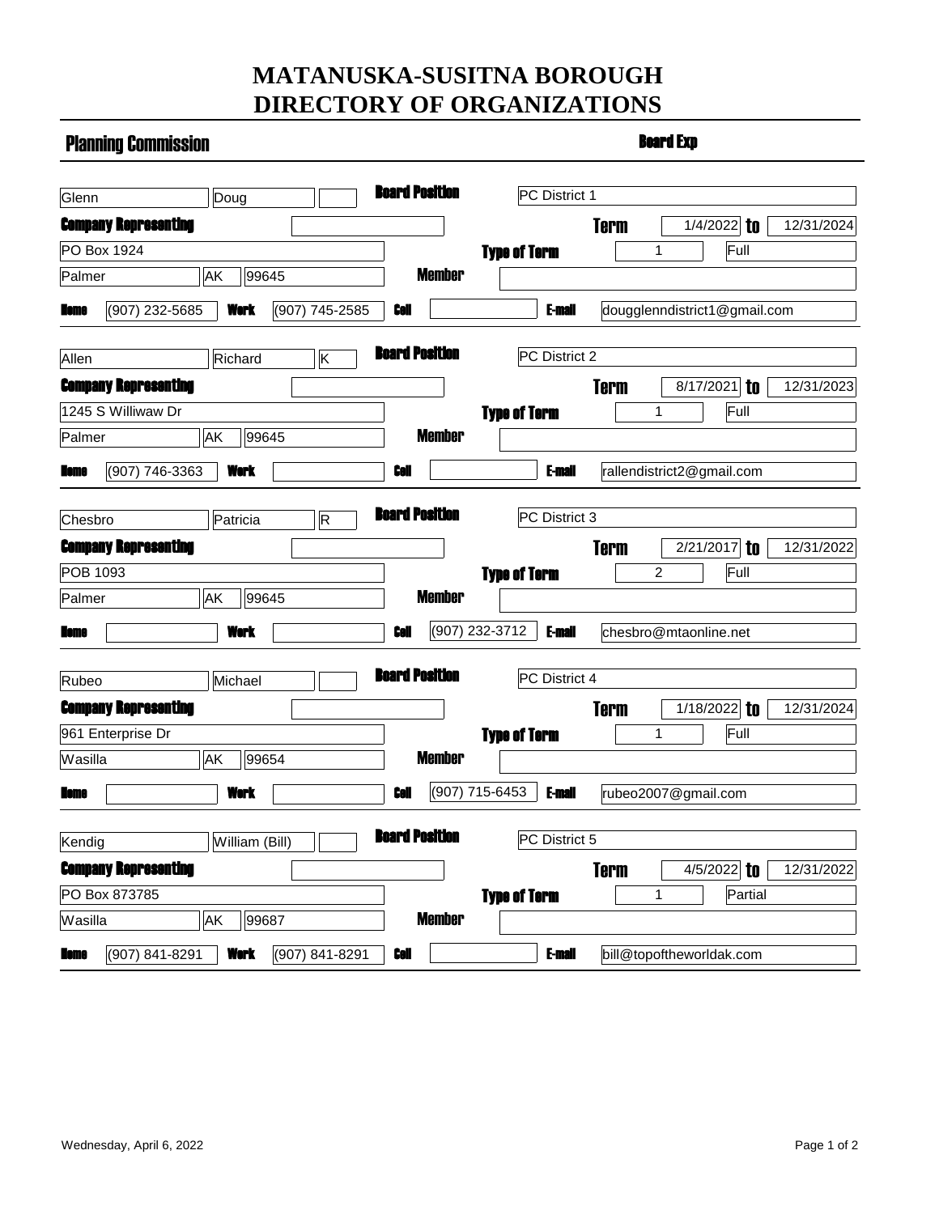# MATANUSKA-SUSITNA BOROUGH
# DIRECTORY OF ORGANIZATIONS

## Planning Commission

**Board Exp**

---

Glenn | Doug | 

**Board Position** PC District 1

**Company Representing**

**Term** 1/4/2022 **to** 12/31/2024

PO Box 1924

**Type of Term** 1 Full

Palmer | AK | 99645

**Member**

**Home** (907) 232-5685 **Work** (907) 745-2585 **Cell** **E-mail** dougglenndistrict1@gmail.com

---

Allen | Richard | K

**Board Position** PC District 2

**Company Representing**

**Term** 8/17/2021 **to** 12/31/2023

1245 S Williwaw Dr

**Type of Term** 1 Full

Palmer | AK | 99645

**Member**

**Home** (907) 746-3363 **Work** **Cell** **E-mail** rallendistrict2@gmail.com

---

Chesbro | Patricia | R

**Board Position** PC District 3

**Company Representing**

**Term** 2/21/2017 **to** 12/31/2022

POB 1093

**Type of Term** 2 Full

Palmer | AK | 99645

**Member**

**Home** **Work** **Cell** (907) 232-3712 **E-mail** chesbro@mtaonline.net

---

Rubeo | Michael | 

**Board Position** PC District 4

**Company Representing**

**Term** 1/18/2022 **to** 12/31/2024

961 Enterprise Dr

**Type of Term** 1 Full

Wasilla | AK | 99654

**Member**

**Home** **Work** **Cell** (907) 715-6453 **E-mail** rubeo2007@gmail.com

---

Kendig | William (Bill) | 

**Board Position** PC District 5

**Company Representing**

**Term** 4/5/2022 **to** 12/31/2022

PO Box 873785

**Type of Term** 1 Partial

Wasilla | AK | 99687

**Member**

**Home** (907) 841-8291 **Work** (907) 841-8291 **Cell** **E-mail** bill@topoftheworldak.com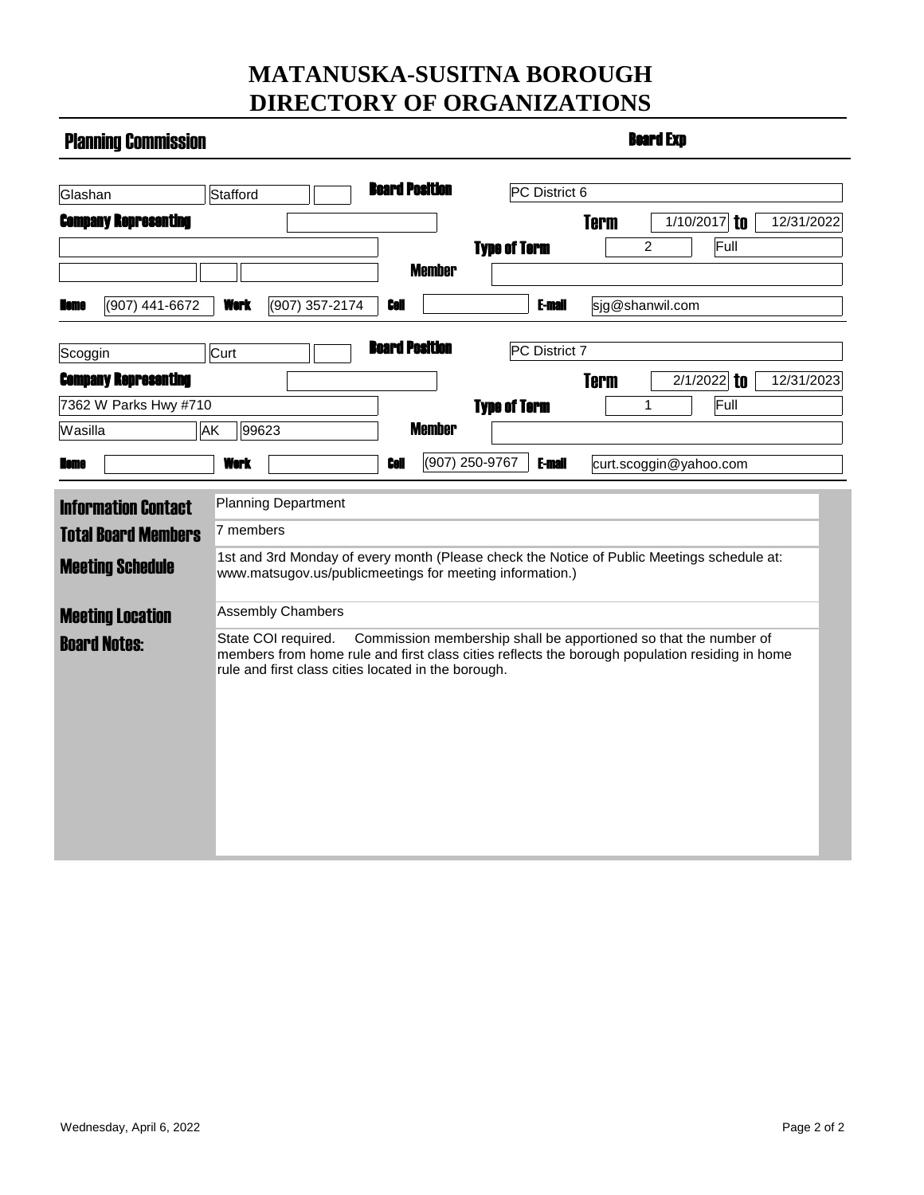# MATANUSKA-SUSITNA BOROUGH
# DIRECTORY OF ORGANIZATIONS

## Planning Commission

**Board Exp**

| | | | | |
|---|---|---|---|---|
| Glashan | Stafford | | **Board Position** | PC District 6 |
| **Company Representing** | | | **Term** | 1/10/2017 **to** 12/31/2022 |
| | | | **Type of Term** | 2 Full |
| | | | **Member** | |
| **Home** (907) 441-6672 | **Work** (907) 357-2174 | **Cell** | **E-mail** | sjg@shanwil.com |

| | | | | |
|---|---|---|---|---|
| Scoggin | Curt | | **Board Position** | PC District 7 |
| **Company Representing** | | | **Term** | 2/1/2022 **to** 12/31/2023 |
| 7362 W Parks Hwy #710 | | | **Type of Term** | 1 Full |
| Wasilla | AK | 99623 | **Member** | |
| **Home** | **Work** | **Cell** (907) 250-9767 | **E-mail** | curt.scoggin@yahoo.com |

**Information Contact:** Planning Department

**Total Board Members:** 7 members

**Meeting Schedule:** 1st and 3rd Monday of every month (Please check the Notice of Public Meetings schedule at: www.matsugov.us/publicmeetings for meeting information.)

**Meeting Location:** Assembly Chambers

**Board Notes:** State COI required. Commission membership shall be apportioned so that the number of members from home rule and first class cities reflects the borough population residing in home rule and first class cities located in the borough.

Wednesday, April 6, 2022